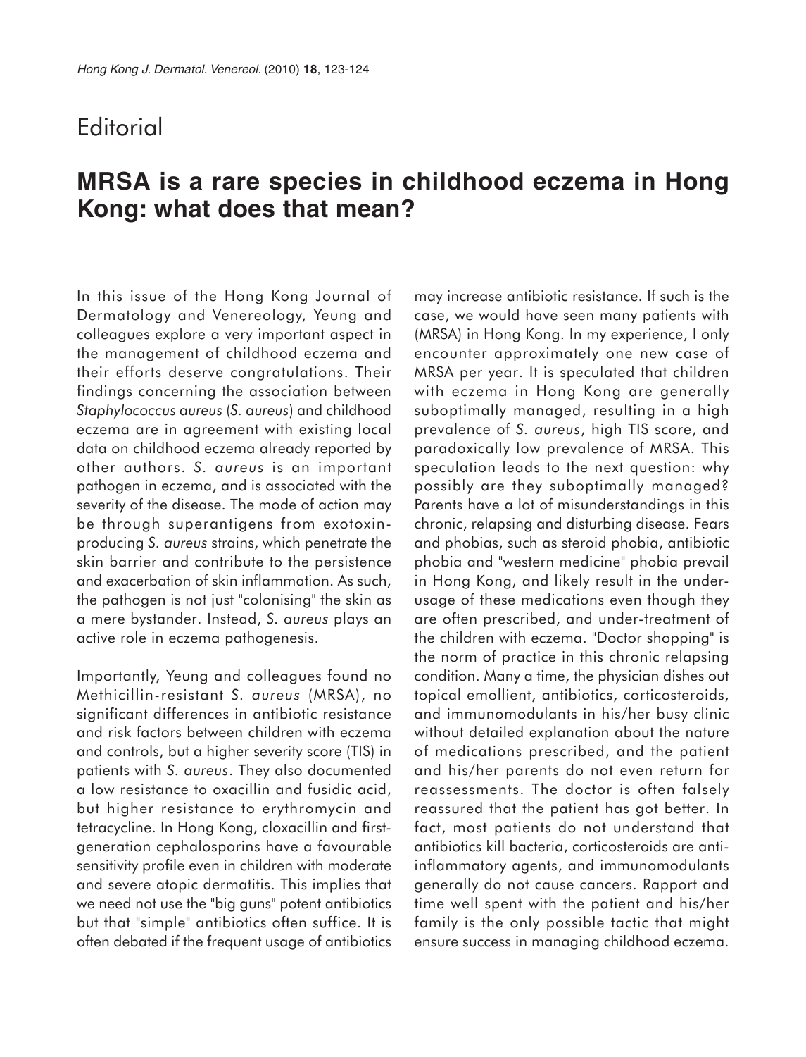Editorial

# MRSA is a rare species in childhood eczema in Hong Kong: what does that mean?

In this issue of the Hong Kong Journal of Dermatology and Venereology, Yeung and colleagues explore a very important aspect in the management of childhood eczema and their efforts deserve congratulations. Their findings concerning the association between *Staphylococcus aureus* (*S. aureus*) and childhood eczema are in agreement with existing local data on childhood eczema already reported by other authors. *S. aureus* is an important pathogen in eczema, and is associated with the severity of the disease. The mode of action may be through superantigens from exotoxin-producing *S. aureus* strains, which penetrate the skin barrier and contribute to the persistence and exacerbation of skin inflammation. As such, the pathogen is not just "colonising" the skin as a mere bystander. Instead, *S. aureus* plays an active role in eczema pathogenesis.

Importantly, Yeung and colleagues found no Methicillin-resistant *S. aureus* (MRSA), no significant differences in antibiotic resistance and risk factors between children with eczema and controls, but a higher severity score (TIS) in patients with *S. aureus*. They also documented a low resistance to oxacillin and fusidic acid, but higher resistance to erythromycin and tetracycline. In Hong Kong, cloxacillin and first-generation cephalosporins have a favourable sensitivity profile even in children with moderate and severe atopic dermatitis. This implies that we need not use the "big guns" potent antibiotics but that "simple" antibiotics often suffice. It is often debated if the frequent usage of antibiotics may increase antibiotic resistance. If such is the case, we would have seen many patients with (MRSA) in Hong Kong. In my experience, I only encounter approximately one new case of MRSA per year. It is speculated that children with eczema in Hong Kong are generally suboptimally managed, resulting in a high prevalence of *S. aureus*, high TIS score, and paradoxically low prevalence of MRSA. This speculation leads to the next question: why possibly are they suboptimally managed? Parents have a lot of misunderstandings in this chronic, relapsing and disturbing disease. Fears and phobias, such as steroid phobia, antibiotic phobia and "western medicine" phobia prevail in Hong Kong, and likely result in the under-usage of these medications even though they are often prescribed, and under-treatment of the children with eczema. "Doctor shopping" is the norm of practice in this chronic relapsing condition. Many a time, the physician dishes out topical emollient, antibiotics, corticosteroids, and immunomodulants in his/her busy clinic without detailed explanation about the nature of medications prescribed, and the patient and his/her parents do not even return for reassessments. The doctor is often falsely reassured that the patient has got better. In fact, most patients do not understand that antibiotics kill bacteria, corticosteroids are anti-inflammatory agents, and immunomodulants generally do not cause cancers. Rapport and time well spent with the patient and his/her family is the only possible tactic that might ensure success in managing childhood eczema.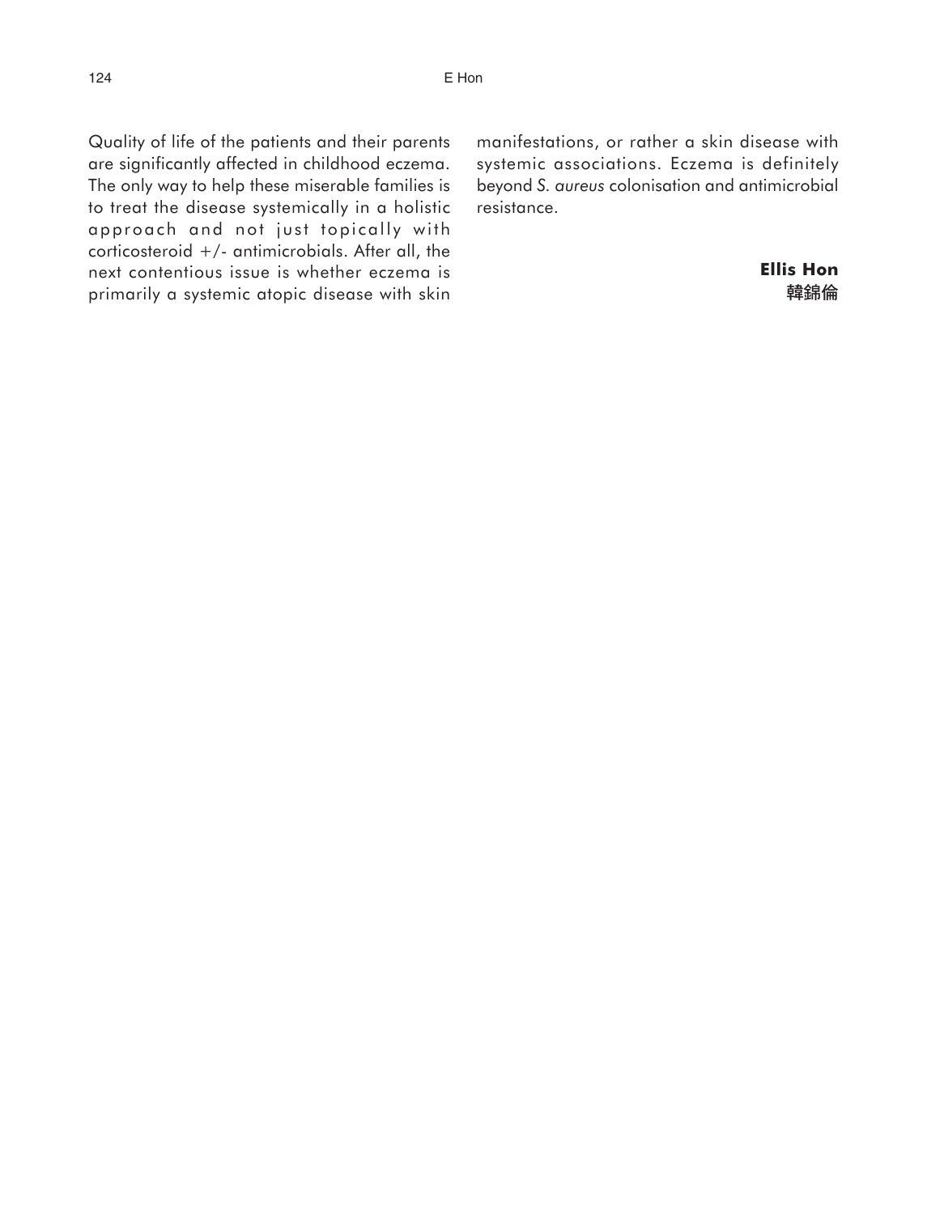Quality of life of the patients and their parents are significantly affected in childhood eczema. The only way to help these miserable families is to treat the disease systemically in a holistic approach and not just topically with corticosteroid +/- antimicrobials. After all, the next contentious issue is whether eczema is primarily a systemic atopic disease with skin manifestations, or rather a skin disease with systemic associations. Eczema is definitely beyond *S. aureus* colonisation and antimicrobial resistance.

**Ellis Hon**
**韓錦倫**